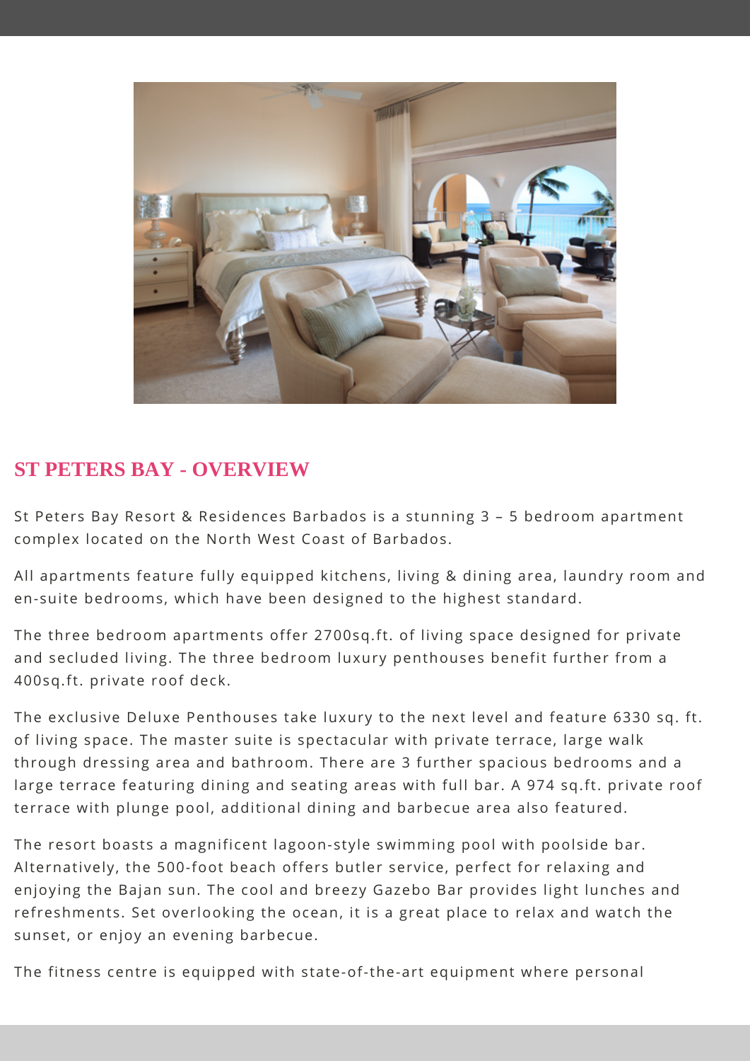## ST PETERS BAY - OVERVIEW

St Peters Bay Resort & Residences Barbados is a stunning 3 – 5 bedroom apartment complex located on the North West Coast of Barbados.

All apartments feature fully equipped kitchens, living & dining area, laundry room and en-suite bedrooms, which have been designed to the highest standard.

The three bedroom apartments offer 2700sq.ft. of living space designed for private and secluded living. The three bedroom luxury penthouses benefit further from a 400sq.ft. private roof deck.

The exclusive Deluxe Penthouses take luxury to the next level and feature 6330 sq. ft. of living space. The master suite is spectacular with private terrace, large walk through dressing area and bathroom. There are 3 further spacious bedrooms and a large terrace featuring dining and seating areas with full bar. A 974 sq.ft. private roof terrace with plunge pool, additional dining and barbecue area also featured.

The resort boasts a magnificent lagoon-style swimming pool with poolside bar. Alternatively, the 500-foot beach offers butler service, perfect for relaxing and enjoying the Bajan sun. The cool and breezy Gazebo Bar provides light lunches and refreshments. Set overlooking the ocean, it is a great place to relax and watch the sunset, or enjoy an evening barbecue.

The fitness centre is equipped with state-of-the-art equipment where personal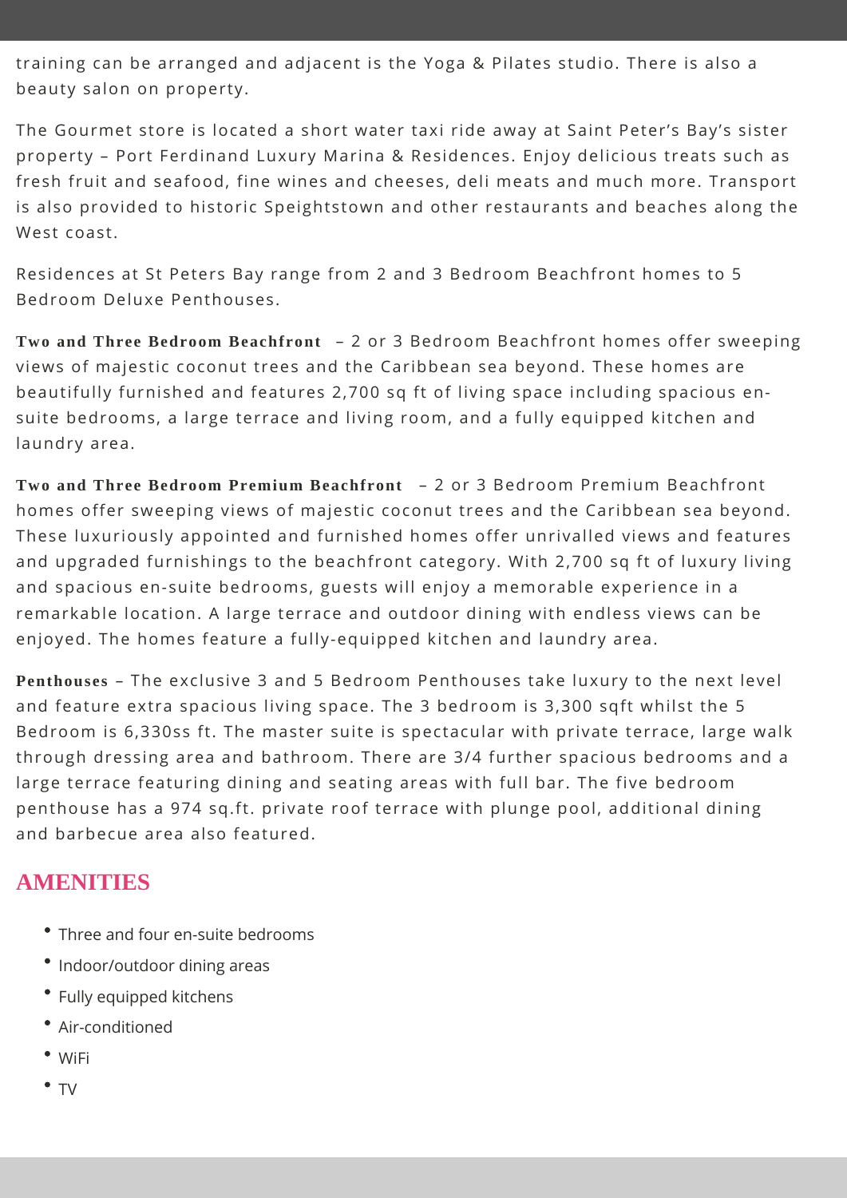training can be arranged and adjacent is the Yoga & Pilates studio. There is also a beauty salon on property.

The Gourmet store is located a short water taxi ride away at Saint Peter's Bay's sister property – Port Ferdinand Luxury Marina & Residences. Enjoy delicious treats such as fresh fruit and seafood, fine wines and cheeses, deli meats and much more. Transport is also provided to historic Speightstown and other restaurants and beaches along the West coast.

Residences at St Peters Bay range from 2 and 3 Bedroom Beachfront homes to 5 Bedroom Deluxe Penthouses.

**Two and Three Bedroom Beachfront** – 2 or 3 Bedroom Beachfront homes offer sweeping views of majestic coconut trees and the Caribbean sea beyond. These homes are beautifully furnished and features 2,700 sq ft of living space including spacious en-suite bedrooms, a large terrace and living room, and a fully equipped kitchen and laundry area.

**Two and Three Bedroom Premium Beachfront** – 2 or 3 Bedroom Premium Beachfront homes offer sweeping views of majestic coconut trees and the Caribbean sea beyond. These luxuriously appointed and furnished homes offer unrivalled views and features and upgraded furnishings to the beachfront category. With 2,700 sq ft of luxury living and spacious en-suite bedrooms, guests will enjoy a memorable experience in a remarkable location. A large terrace and outdoor dining with endless views can be enjoyed. The homes feature a fully-equipped kitchen and laundry area.

**Penthouses** – The exclusive 3 and 5 Bedroom Penthouses take luxury to the next level and feature extra spacious living space. The 3 bedroom is 3,300 sqft whilst the 5 Bedroom is 6,330ss ft. The master suite is spectacular with private terrace, large walk through dressing area and bathroom. There are 3/4 further spacious bedrooms and a large terrace featuring dining and seating areas with full bar. The five bedroom penthouse has a 974 sq.ft. private roof terrace with plunge pool, additional dining and barbecue area also featured.

## AMENITIES

- Three and four en-suite bedrooms
- Indoor/outdoor dining areas
- Fully equipped kitchens
- Air-conditioned
- WiFi
- TV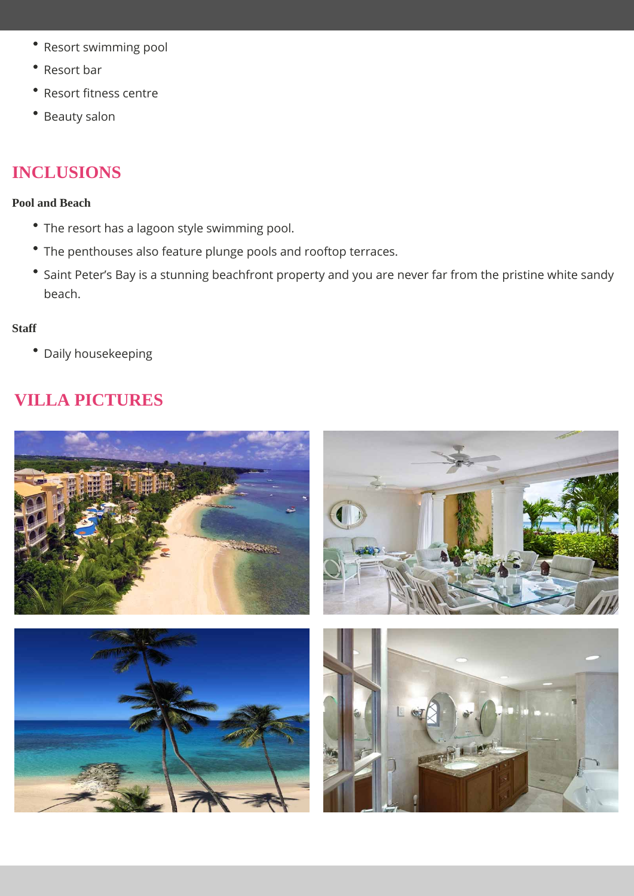- Resort swimming pool
- Resort bar
- Resort fitness centre
- Beauty salon

## INCLUSIONS

**Pool and Beach**

- The resort has a lagoon style swimming pool.
- The penthouses also feature plunge pools and rooftop terraces.
- Saint Peter's Bay is a stunning beachfront property and you are never far from the pristine white sandy beach.

**Staff**

- Daily housekeeping

## VILLA PICTURES